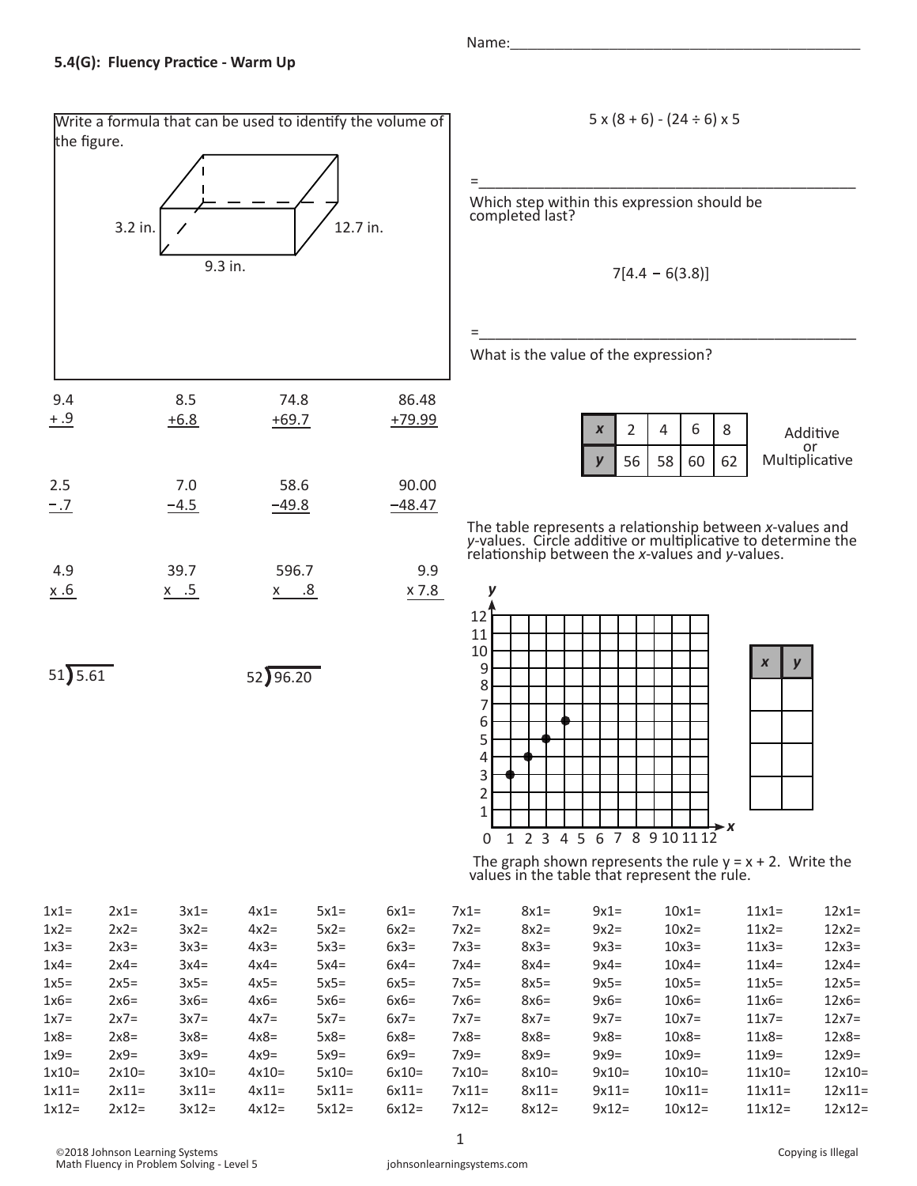Name:_______________________________________________

**5.4(G): Fluency Practice - Warm Up**

Write a formula that can be used to identify the volume of the figure.

3.2 in. 12.7 in. 9.3 in.

$$5 \times (8 + 6) - (24 \div 6) \times 5$$

=_______________________________________________

Which step within this expression should be completed last?

$$7[4.4 - 6(3.8)]$$

=_______________________________________________

What is the value of the expression?

```
  9.4        8.5       74.8       86.48
 + .9       +6.8      +69.7      +79.99

  2.5        7.0       58.6       90.00
 − .7       −4.5      −49.8      −48.47

  4.9       39.7      596.7        9.9
 x .6       x  .5     x    .8     x 7.8
```

$51\overline{)5.61}$ $52\overline{)96.20}$

| x | 2 | 4 | 6 | 8 |
|---|---|---|---|---|
| y | 56 | 58 | 60 | 62 |

Additive or Multiplicative

The table represents a relationship between *x*-values and *y*-values. Circle additive or multiplicative to determine the relationship between the *x*-values and *y*-values.

| x | y |
|---|---|
| | |
| | |
| | |
| | |

The graph shown represents the rule y = x + 2. Write the values in the table that represent the rule.

| | | | | | | | | | | | |
|---|---|---|---|---|---|---|---|---|---|---|---|
| 1x1= | 2x1= | 3x1= | 4x1= | 5x1= | 6x1= | 7x1= | 8x1= | 9x1= | 10x1= | 11x1= | 12x1= |
| 1x2= | 2x2= | 3x2= | 4x2= | 5x2= | 6x2= | 7x2= | 8x2= | 9x2= | 10x2= | 11x2= | 12x2= |
| 1x3= | 2x3= | 3x3= | 4x3= | 5x3= | 6x3= | 7x3= | 8x3= | 9x3= | 10x3= | 11x3= | 12x3= |
| 1x4= | 2x4= | 3x4= | 4x4= | 5x4= | 6x4= | 7x4= | 8x4= | 9x4= | 10x4= | 11x4= | 12x4= |
| 1x5= | 2x5= | 3x5= | 4x5= | 5x5= | 6x5= | 7x5= | 8x5= | 9x5= | 10x5= | 11x5= | 12x5= |
| 1x6= | 2x6= | 3x6= | 4x6= | 5x6= | 6x6= | 7x6= | 8x6= | 9x6= | 10x6= | 11x6= | 12x6= |
| 1x7= | 2x7= | 3x7= | 4x7= | 5x7= | 6x7= | 7x7= | 8x7= | 9x7= | 10x7= | 11x7= | 12x7= |
| 1x8= | 2x8= | 3x8= | 4x8= | 5x8= | 6x8= | 7x8= | 8x8= | 9x8= | 10x8= | 11x8= | 12x8= |
| 1x9= | 2x9= | 3x9= | 4x9= | 5x9= | 6x9= | 7x9= | 8x9= | 9x9= | 10x9= | 11x9= | 12x9= |
| 1x10= | 2x10= | 3x10= | 4x10= | 5x10= | 6x10= | 7x10= | 8x10= | 9x10= | 10x10= | 11x10= | 12x10= |
| 1x11= | 2x11= | 3x11= | 4x11= | 5x11= | 6x11= | 7x11= | 8x11= | 9x11= | 10x11= | 11x11= | 12x11= |
| 1x12= | 2x12= | 3x12= | 4x12= | 5x12= | 6x12= | 7x12= | 8x12= | 9x12= | 10x12= | 11x12= | 12x12= |

©2018 Johnson Learning Systems
Math Fluency in Problem Solving - Level 5
johnsonlearningsystems.com
Copying is Illegal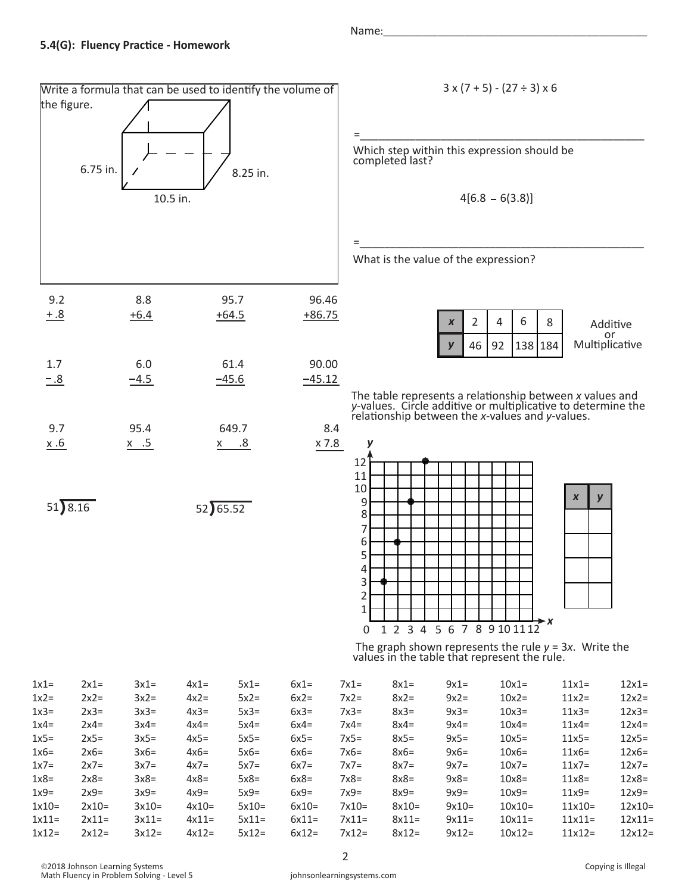**5.4(G): Fluency Practice - Homework**

Name:_______________________________________________

Write a formula that can be used to identify the volume of the figure.

6.75 in.

8.25 in.

10.5 in.

$3 \times (7 + 5) - (27 \div 3) \times 6$

=_______________________________________________

Which step within this expression should be completed last?

$4[6.8 - 6(3.8)]$

=_______________________________________________

What is the value of the expression?

$$\begin{array}{r} 9.2 \\ +\ .8 \\ \hline \end{array} \qquad \begin{array}{r} 8.8 \\ +6.4 \\ \hline \end{array} \qquad \begin{array}{r} 95.7 \\ +64.5 \\ \hline \end{array} \qquad \begin{array}{r} 96.46 \\ +86.75 \\ \hline \end{array}$$

$$\begin{array}{r} 1.7 \\ -\ .8 \\ \hline \end{array} \qquad \begin{array}{r} 6.0 \\ -4.5 \\ \hline \end{array} \qquad \begin{array}{r} 61.4 \\ -45.6 \\ \hline \end{array} \qquad \begin{array}{r} 90.00 \\ -45.12 \\ \hline \end{array}$$

$$\begin{array}{r} 9.7 \\ \times\ .6 \\ \hline \end{array} \qquad \begin{array}{r} 95.4 \\ \times\ \ .5 \\ \hline \end{array} \qquad \begin{array}{r} 649.7 \\ \times\ \ \ .8 \\ \hline \end{array} \qquad \begin{array}{r} 8.4 \\ \times 7.8 \\ \hline \end{array}$$

$51 \overline{)8.16}$ $\qquad$ $52 \overline{)65.52}$

| x | 2 | 4 | 6 | 8 |
|---|---|---|---|---|
| y | 46 | 92 | 138 | 184 |

Additive or Multiplicative

The table represents a relationship between *x* values and *y*-values. Circle additive or multiplicative to determine the relationship between the *x*-values and *y*-values.

| x | y |
|---|---|
| | |
| | |
| | |
| | |

The graph shown represents the rule $y = 3x$. Write the values in the table that represent the rule.

| | | | | | | | | | | | |
|---|---|---|---|---|---|---|---|---|---|---|---|
| 1x1= | 2x1= | 3x1= | 4x1= | 5x1= | 6x1= | 7x1= | 8x1= | 9x1= | 10x1= | 11x1= | 12x1= |
| 1x2= | 2x2= | 3x2= | 4x2= | 5x2= | 6x2= | 7x2= | 8x2= | 9x2= | 10x2= | 11x2= | 12x2= |
| 1x3= | 2x3= | 3x3= | 4x3= | 5x3= | 6x3= | 7x3= | 8x3= | 9x3= | 10x3= | 11x3= | 12x3= |
| 1x4= | 2x4= | 3x4= | 4x4= | 5x4= | 6x4= | 7x4= | 8x4= | 9x4= | 10x4= | 11x4= | 12x4= |
| 1x5= | 2x5= | 3x5= | 4x5= | 5x5= | 6x5= | 7x5= | 8x5= | 9x5= | 10x5= | 11x5= | 12x5= |
| 1x6= | 2x6= | 3x6= | 4x6= | 5x6= | 6x6= | 7x6= | 8x6= | 9x6= | 10x6= | 11x6= | 12x6= |
| 1x7= | 2x7= | 3x7= | 4x7= | 5x7= | 6x7= | 7x7= | 8x7= | 9x7= | 10x7= | 11x7= | 12x7= |
| 1x8= | 2x8= | 3x8= | 4x8= | 5x8= | 6x8= | 7x8= | 8x8= | 9x8= | 10x8= | 11x8= | 12x8= |
| 1x9= | 2x9= | 3x9= | 4x9= | 5x9= | 6x9= | 7x9= | 8x9= | 9x9= | 10x9= | 11x9= | 12x9= |
| 1x10= | 2x10= | 3x10= | 4x10= | 5x10= | 6x10= | 7x10= | 8x10= | 9x10= | 10x10= | 11x10= | 12x10= |
| 1x11= | 2x11= | 3x11= | 4x11= | 5x11= | 6x11= | 7x11= | 8x11= | 9x11= | 10x11= | 11x11= | 12x11= |
| 1x12= | 2x12= | 3x12= | 4x12= | 5x12= | 6x12= | 7x12= | 8x12= | 9x12= | 10x12= | 11x12= | 12x12= |

©2018 Johnson Learning Systems
Math Fluency in Problem Solving - Level 5

johnsonlearningsystems.com

Copying is Illegal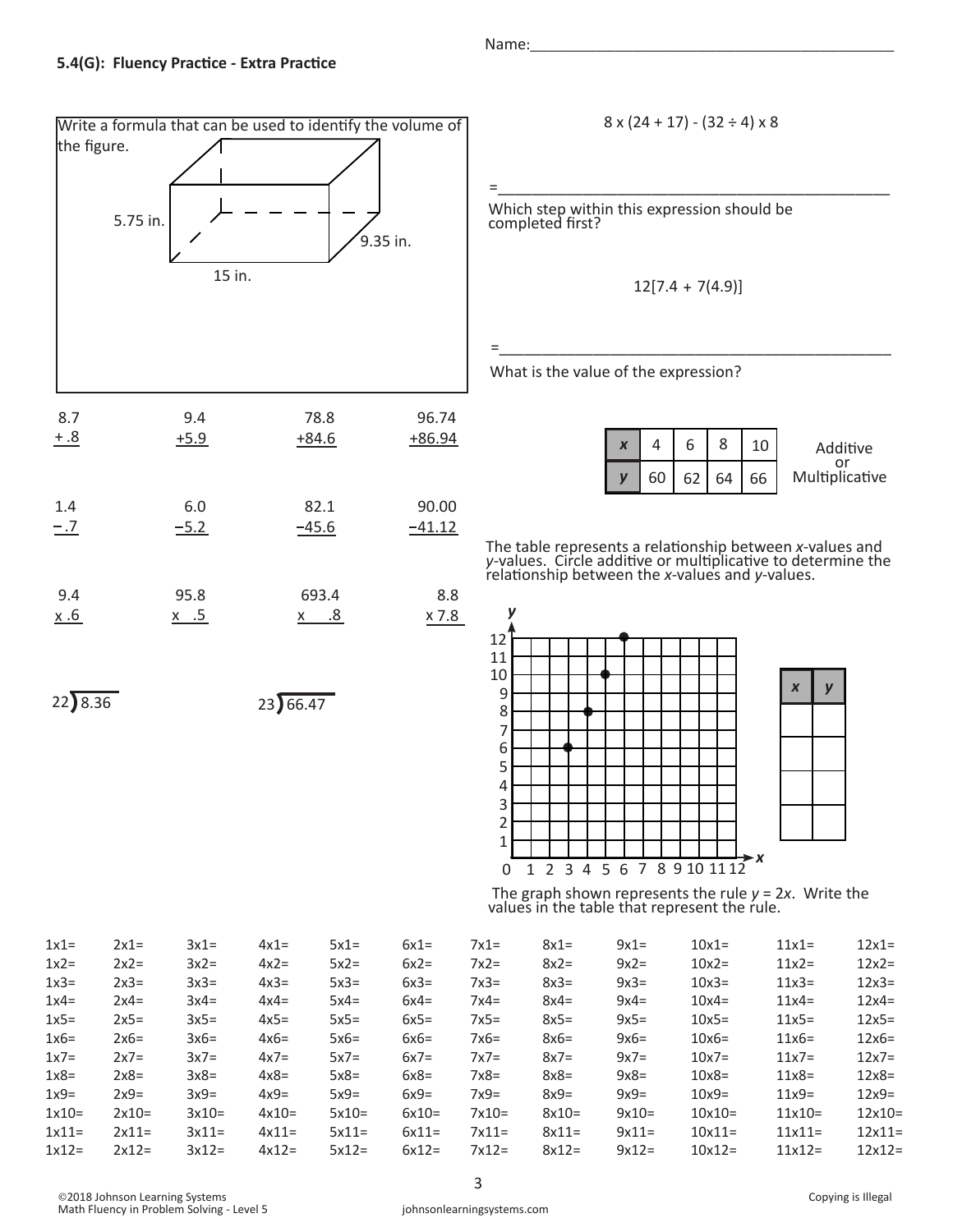Name:_______________________________________________

## 5.4(G): Fluency Practice - Extra Practice

Write a formula that can be used to identify the volume of the figure.

5.75 in.

9.35 in.

15 in.

$8 \times (24 + 17) - (32 \div 4) \times 8$

=_______________________________________________

Which step within this expression should be completed first?

$12[7.4 + 7(4.9)]$

=_______________________________________________

What is the value of the expression?

```
  8.7        9.4       78.8      96.74
+ .8        +5.9      +84.6     +86.94

  1.4        6.0       82.1      90.00
− .7        −5.2      −45.6     −41.12

  9.4       95.8      693.4       8.8
x .6        x  .5     x    .8     x 7.8
```

$22\overline{)8.36}$ $\quad\quad$ $23\overline{)66.47}$

| *x* | 4 | 6 | 8 | 10 |
|---|---|---|---|---|
| *y* | 60 | 62 | 64 | 66 |

Additive or Multiplicative

The table represents a relationship between *x*-values and *y*-values. Circle additive or multiplicative to determine the relationship between the *x*-values and *y*-values.

y

12
11
10
9
8
7
6
5
4
3
2
1

0 1 2 3 4 5 6 7 8 9 10 11 12

x

| *x* | *y* |
|---|---|
| | |
| | |
| | |
| | |

The graph shown represents the rule $y = 2x$. Write the values in the table that represent the rule.

| | | | | | | | | | | | |
|---|---|---|---|---|---|---|---|---|---|---|---|
| 1x1= | 2x1= | 3x1= | 4x1= | 5x1= | 6x1= | 7x1= | 8x1= | 9x1= | 10x1= | 11x1= | 12x1= |
| 1x2= | 2x2= | 3x2= | 4x2= | 5x2= | 6x2= | 7x2= | 8x2= | 9x2= | 10x2= | 11x2= | 12x2= |
| 1x3= | 2x3= | 3x3= | 4x3= | 5x3= | 6x3= | 7x3= | 8x3= | 9x3= | 10x3= | 11x3= | 12x3= |
| 1x4= | 2x4= | 3x4= | 4x4= | 5x4= | 6x4= | 7x4= | 8x4= | 9x4= | 10x4= | 11x4= | 12x4= |
| 1x5= | 2x5= | 3x5= | 4x5= | 5x5= | 6x5= | 7x5= | 8x5= | 9x5= | 10x5= | 11x5= | 12x5= |
| 1x6= | 2x6= | 3x6= | 4x6= | 5x6= | 6x6= | 7x6= | 8x6= | 9x6= | 10x6= | 11x6= | 12x6= |
| 1x7= | 2x7= | 3x7= | 4x7= | 5x7= | 6x7= | 7x7= | 8x7= | 9x7= | 10x7= | 11x7= | 12x7= |
| 1x8= | 2x8= | 3x8= | 4x8= | 5x8= | 6x8= | 7x8= | 8x8= | 9x8= | 10x8= | 11x8= | 12x8= |
| 1x9= | 2x9= | 3x9= | 4x9= | 5x9= | 6x9= | 7x9= | 8x9= | 9x9= | 10x9= | 11x9= | 12x9= |
| 1x10= | 2x10= | 3x10= | 4x10= | 5x10= | 6x10= | 7x10= | 8x10= | 9x10= | 10x10= | 11x10= | 12x10= |
| 1x11= | 2x11= | 3x11= | 4x11= | 5x11= | 6x11= | 7x11= | 8x11= | 9x11= | 10x11= | 11x11= | 12x11= |
| 1x12= | 2x12= | 3x12= | 4x12= | 5x12= | 6x12= | 7x12= | 8x12= | 9x12= | 10x12= | 11x12= | 12x12= |

©2018 Johnson Learning Systems
Math Fluency in Problem Solving - Level 5
johnsonlearningsystems.com
Copying is Illegal